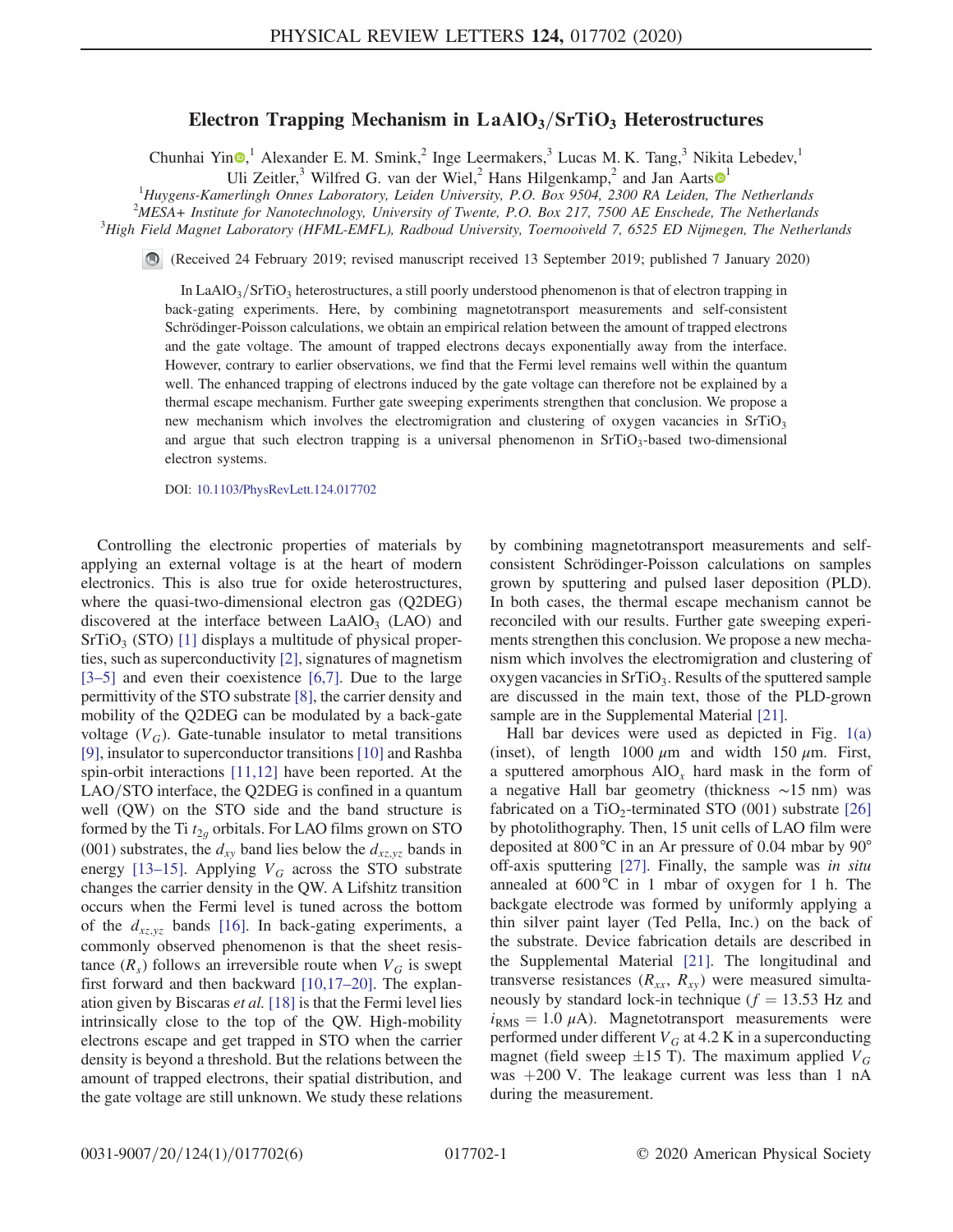# Electron Trapping Mechanism in $LaAlO_3/SrTiO_3$ Heterostructures

Chunhai Yin,[1] Alexander E. M. Smink,[2] Inge Leermakers,[3] Lucas M. K. Tang,[3] Nikita Lebedev,[1] Uli Zeitler,[3] Wilfred G. van der Wiel,[2] Hans Hilgenkamp,[2] and Jan Aarts[1]

[1]Huygens-Kamerlingh Onnes Laboratory, Leiden University, P.O. Box 9504, 2300 RA Leiden, The Netherlands
[2]MESA+ Institute for Nanotechnology, University of Twente, P.O. Box 217, 7500 AE Enschede, The Netherlands
[3]High Field Magnet Laboratory (HFML-EMFL), Radboud University, Toernooiveld 7, 6525 ED Nijmegen, The Netherlands

(Received 24 February 2019; revised manuscript received 13 September 2019; published 7 January 2020)

In $LaAlO_3/SrTiO_3$ heterostructures, a still poorly understood phenomenon is that of electron trapping in back-gating experiments. Here, by combining magnetotransport measurements and self-consistent Schrödinger-Poisson calculations, we obtain an empirical relation between the amount of trapped electrons and the gate voltage. The amount of trapped electrons decays exponentially away from the interface. However, contrary to earlier observations, we find that the Fermi level remains well within the quantum well. The enhanced trapping of electrons induced by the gate voltage can therefore not be explained by a thermal escape mechanism. Further gate sweeping experiments strengthen that conclusion. We propose a new mechanism which involves the electromigration and clustering of oxygen vacancies in $SrTiO_3$ and argue that such electron trapping is a universal phenomenon in $SrTiO_3$-based two-dimensional electron systems.

DOI: 10.1103/PhysRevLett.124.017702

Controlling the electronic properties of materials by applying an external voltage is at the heart of modern electronics. This is also true for oxide heterostructures, where the quasi-two-dimensional electron gas (Q2DEG) discovered at the interface between $LaAlO_3$ (LAO) and $SrTiO_3$ (STO) [1] displays a multitude of physical properties, such as superconductivity [2], signatures of magnetism [3–5] and even their coexistence [6,7]. Due to the large permittivity of the STO substrate [8], the carrier density and mobility of the Q2DEG can be modulated by a back-gate voltage ($V_G$). Gate-tunable insulator to metal transitions [9], insulator to superconductor transitions [10] and Rashba spin-orbit interactions [11,12] have been reported. At the LAO/STO interface, the Q2DEG is confined in a quantum well (QW) on the STO side and the band structure is formed by the Ti $t_{2g}$ orbitals. For LAO films grown on STO (001) substrates, the $d_{xy}$ band lies below the $d_{xz,yz}$ bands in energy [13–15]. Applying $V_G$ across the STO substrate changes the carrier density in the QW. A Lifshitz transition occurs when the Fermi level is tuned across the bottom of the $d_{xz,yz}$ bands [16]. In back-gating experiments, a commonly observed phenomenon is that the sheet resistance ($R_s$) follows an irreversible route when $V_G$ is swept first forward and then backward [10,17–20]. The explanation given by Biscaras *et al.* [18] is that the Fermi level lies intrinsically close to the top of the QW. High-mobility electrons escape and get trapped in STO when the carrier density is beyond a threshold. But the relations between the amount of trapped electrons, their spatial distribution, and the gate voltage are still unknown. We study these relations by combining magnetotransport measurements and self-consistent Schrödinger-Poisson calculations on samples grown by sputtering and pulsed laser deposition (PLD). In both cases, the thermal escape mechanism cannot be reconciled with our results. Further gate sweeping experiments strengthen this conclusion. We propose a new mechanism which involves the electromigration and clustering of oxygen vacancies in $SrTiO_3$. Results of the sputtered sample are discussed in the main text, those of the PLD-grown sample are in the Supplemental Material [21].

Hall bar devices were used as depicted in Fig. 1(a) (inset), of length 1000 $\mu$m and width 150 $\mu$m. First, a sputtered amorphous $AlO_x$ hard mask in the form of a negative Hall bar geometry (thickness ~15 nm) was fabricated on a $TiO_2$-terminated STO (001) substrate [26] by photolithography. Then, 15 unit cells of LAO film were deposited at 800 °C in an Ar pressure of 0.04 mbar by 90° off-axis sputtering [27]. Finally, the sample was *in situ* annealed at 600 °C in 1 mbar of oxygen for 1 h. The backgate electrode was formed by uniformly applying a thin silver paint layer (Ted Pella, Inc.) on the back of the substrate. Device fabrication details are described in the Supplemental Material [21]. The longitudinal and transverse resistances ($R_{xx}$, $R_{xy}$) were measured simultaneously by standard lock-in technique ($f = 13.53$ Hz and $i_{RMS} = 1.0$ $\mu$A). Magnetotransport measurements were performed under different $V_G$ at 4.2 K in a superconducting magnet (field sweep ±15 T). The maximum applied $V_G$ was +200 V. The leakage current was less than 1 nA during the measurement.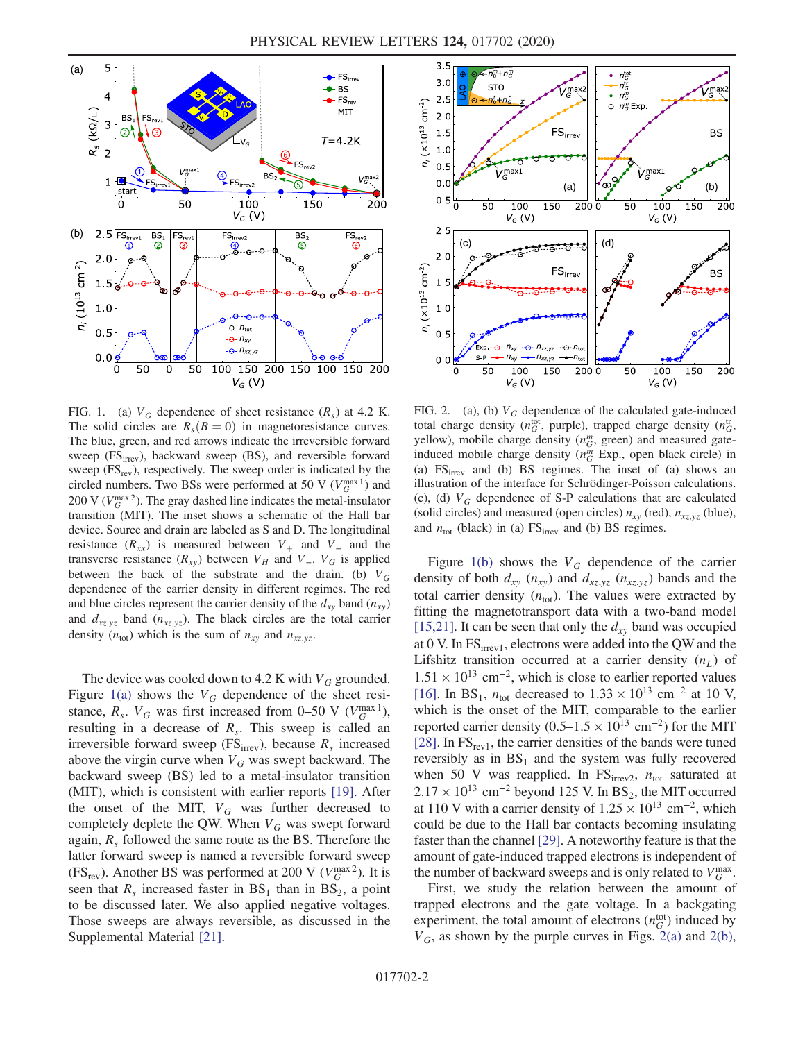FIG. 1. (a) $V_G$ dependence of sheet resistance ($R_s$) at 4.2 K. The solid circles are $R_s(B=0)$ in magnetoresistance curves. The blue, green, and red arrows indicate the irreversible forward sweep ($\mathrm{FS_{irrev}}$), backward sweep (BS), and reversible forward sweep ($\mathrm{FS_{rev}}$), respectively. The sweep order is indicated by the circled numbers. Two BSs were performed at 50 V ($V_G^{\max 1}$) and 200 V ($V_G^{\max 2}$). The gray dashed line indicates the metal-insulator transition (MIT). The inset shows a schematic of the Hall bar device. Source and drain are labeled as S and D. The longitudinal resistance ($R_{xx}$) is measured between $V_+$ and $V_-$ and the transverse resistance ($R_{xy}$) between $V_H$ and $V_-$. $V_G$ is applied between the back of the substrate and the drain. (b) $V_G$ dependence of the carrier density in different regimes. The red and blue circles represent the carrier density of the $d_{xy}$ band ($n_{xy}$) and $d_{xz,yz}$ band ($n_{xz,yz}$). The black circles are the total carrier density ($n_{\mathrm{tot}}$) which is the sum of $n_{xy}$ and $n_{xz,yz}$.

FIG. 2. (a), (b) $V_G$ dependence of the calculated gate-induced total charge density ($n_G^{\mathrm{tot}}$, purple), trapped charge density ($n_G^{\mathrm{tr}}$, yellow), mobile charge density ($n_G^m$, green) and measured gate-induced mobile charge density ($n_G^m$ Exp., open black circle) in (a) $\mathrm{FS_{irrev}}$ and (b) BS regimes. The inset of (a) shows an illustration of the interface for Schrödinger-Poisson calculations. (c), (d) $V_G$ dependence of S-P calculations that are calculated (solid circles) and measured (open circles) $n_{xy}$ (red), $n_{xz,yz}$ (blue), and $n_{\mathrm{tot}}$ (black) in (a) $\mathrm{FS_{irrev}}$ and (b) BS regimes.

The device was cooled down to 4.2 K with $V_G$ grounded. Figure 1(a) shows the $V_G$ dependence of the sheet resistance, $R_s$. $V_G$ was first increased from 0–50 V ($V_G^{\max 1}$), resulting in a decrease of $R_s$. This sweep is called an irreversible forward sweep ($\mathrm{FS_{irrev}}$), because $R_s$ increased above the virgin curve when $V_G$ was swept backward. The backward sweep (BS) led to a metal-insulator transition (MIT), which is consistent with earlier reports [19]. After the onset of the MIT, $V_G$ was further decreased to completely deplete the QW. When $V_G$ was swept forward again, $R_s$ followed the same route as the BS. Therefore the latter forward sweep is named a reversible forward sweep ($\mathrm{FS_{rev}}$). Another BS was performed at 200 V ($V_G^{\max 2}$). It is seen that $R_s$ increased faster in $\mathrm{BS_1}$ than in $\mathrm{BS_2}$, a point to be discussed later. We also applied negative voltages. Those sweeps are always reversible, as discussed in the Supplemental Material [21].

Figure 1(b) shows the $V_G$ dependence of the carrier density of both $d_{xy}$ ($n_{xy}$) and $d_{xz,yz}$ ($n_{xz,yz}$) bands and the total carrier density ($n_{\mathrm{tot}}$). The values were extracted by fitting the magnetotransport data with a two-band model [15,21]. It can be seen that only the $d_{xy}$ band was occupied at 0 V. In $\mathrm{FS_{irrev1}}$, electrons were added into the QW and the Lifshitz transition occurred at a carrier density ($n_L$) of $1.51\times10^{13}$ cm$^{-2}$, which is close to earlier reported values [16]. In $\mathrm{BS_1}$, $n_{\mathrm{tot}}$ decreased to $1.33\times10^{13}$ cm$^{-2}$ at 10 V, which is the onset of the MIT, comparable to the earlier reported carrier density (0.5–1.5 $\times10^{13}$ cm$^{-2}$) for the MIT [28]. In $\mathrm{FS_{rev1}}$, the carrier densities of the bands were tuned reversibly as in $\mathrm{BS_1}$ and the system was fully recovered when 50 V was reapplied. In $\mathrm{FS_{irrev2}}$, $n_{\mathrm{tot}}$ saturated at $2.17\times10^{13}$ cm$^{-2}$ beyond 125 V. In $\mathrm{BS_2}$, the MIT occurred at 110 V with a carrier density of $1.25\times10^{13}$ cm$^{-2}$, which could be due to the Hall bar contacts becoming insulating faster than the channel [29]. A noteworthy feature is that the amount of gate-induced trapped electrons is independent of the number of backward sweeps and is only related to $V_G^{\max}$.

First, we study the relation between the amount of trapped electrons and the gate voltage. In a backgating experiment, the total amount of electrons ($n_G^{\mathrm{tot}}$) induced by $V_G$, as shown by the purple curves in Figs. 2(a) and 2(b),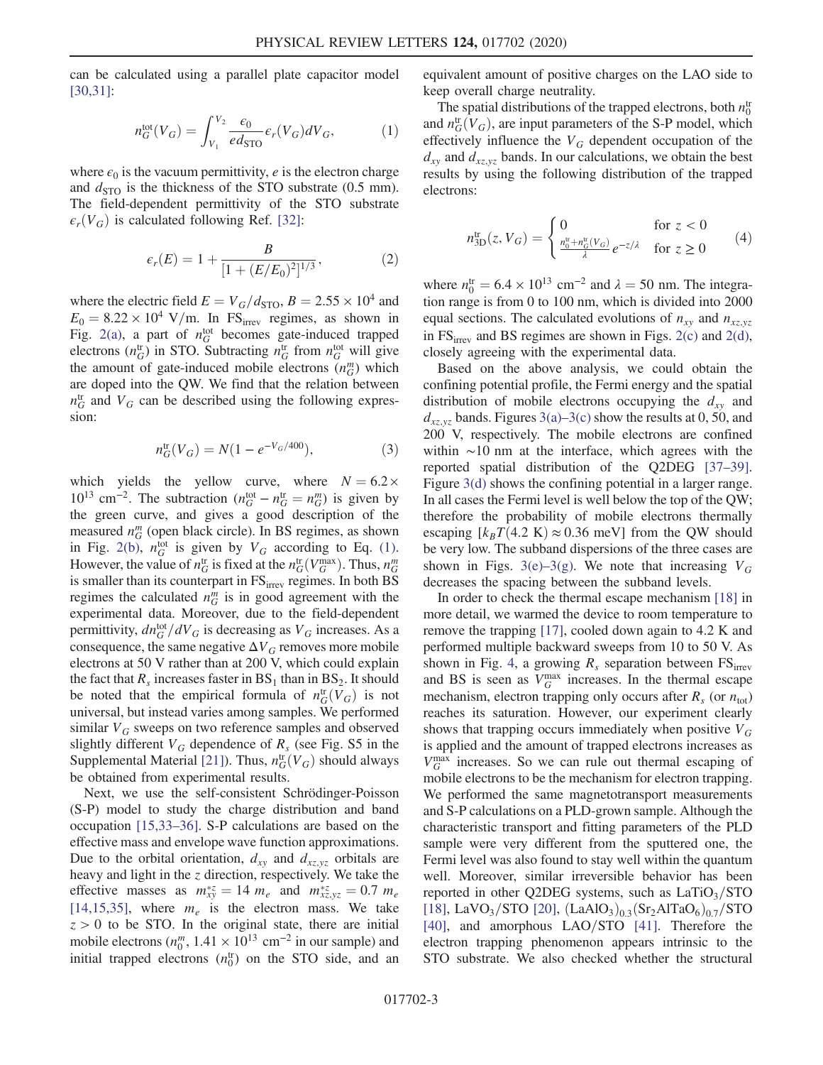can be calculated using a parallel plate capacitor model [30,31]:

$$n_G^{\mathrm{tot}}(V_G) = \int_{V_1}^{V_2} \frac{\epsilon_0}{e d_{\mathrm{STO}}} \epsilon_r(V_G) dV_G, \tag{1}$$

where $\epsilon_0$ is the vacuum permittivity, $e$ is the electron charge and $d_{\mathrm{STO}}$ is the thickness of the STO substrate (0.5 mm). The field-dependent permittivity of the STO substrate $\epsilon_r(V_G)$ is calculated following Ref. [32]:

$$\epsilon_r(E) = 1 + \frac{B}{[1 + (E/E_0)^2]^{1/3}}, \tag{2}$$

where the electric field $E = V_G/d_{\mathrm{STO}}$, $B = 2.55 \times 10^4$ and $E_0 = 8.22 \times 10^4$ V/m. In $\mathrm{FS}_{\mathrm{irrev}}$ regimes, as shown in Fig. 2(a), a part of $n_G^{\mathrm{tot}}$ becomes gate-induced trapped electrons ($n_G^{\mathrm{tr}}$) in STO. Subtracting $n_G^{\mathrm{tr}}$ from $n_G^{\mathrm{tot}}$ will give the amount of gate-induced mobile electrons ($n_G^m$) which are doped into the QW. We find that the relation between $n_G^{\mathrm{tr}}$ and $V_G$ can be described using the following expression:

$$n_G^{\mathrm{tr}}(V_G) = N(1 - e^{-V_G/400}), \tag{3}$$

which yields the yellow curve, where $N = 6.2 \times 10^{13}$ cm$^{-2}$. The subtraction ($n_G^{\mathrm{tot}} - n_G^{\mathrm{tr}} = n_G^m$) is given by the green curve, and gives a good description of the measured $n_G^m$ (open black circle). In BS regimes, as shown in Fig. 2(b), $n_G^{\mathrm{tot}}$ is given by $V_G$ according to Eq. (1). However, the value of $n_G^{\mathrm{tr}}$ is fixed at the $n_G^{\mathrm{tr}}(V_G^{\max})$. Thus, $n_G^m$ is smaller than its counterpart in $\mathrm{FS}_{\mathrm{irrev}}$ regimes. In both BS regimes the calculated $n_G^m$ is in good agreement with the experimental data. Moreover, due to the field-dependent permittivity, $dn_G^{\mathrm{tot}}/dV_G$ is decreasing as $V_G$ increases. As a consequence, the same negative $\Delta V_G$ removes more mobile electrons at 50 V rather than at 200 V, which could explain the fact that $R_s$ increases faster in $\mathrm{BS}_1$ than in $\mathrm{BS}_2$. It should be noted that the empirical formula of $n_G^{\mathrm{tr}}(V_G)$ is not universal, but instead varies among samples. We performed similar $V_G$ sweeps on two reference samples and observed slightly different $V_G$ dependence of $R_s$ (see Fig. S5 in the Supplemental Material [21]). Thus, $n_G^{\mathrm{tr}}(V_G)$ should always be obtained from experimental results.

Next, we use the self-consistent Schrödinger-Poisson (S-P) model to study the charge distribution and band occupation [15,33–36]. S-P calculations are based on the effective mass and envelope wave function approximations. Due to the orbital orientation, $d_{xy}$ and $d_{xz,yz}$ orbitals are heavy and light in the $z$ direction, respectively. We take the effective masses as $m_{xy}^{*z} = 14\ m_e$ and $m_{xz,yz}^{*z} = 0.7\ m_e$ [14,15,35], where $m_e$ is the electron mass. We take $z > 0$ to be STO. In the original state, there are initial mobile electrons ($n_0^m$, $1.41 \times 10^{13}$ cm$^{-2}$ in our sample) and initial trapped electrons ($n_0^{\mathrm{tr}}$) on the STO side, and an equivalent amount of positive charges on the LAO side to keep overall charge neutrality.

The spatial distributions of the trapped electrons, both $n_0^{\mathrm{tr}}$ and $n_G^{\mathrm{tr}}(V_G)$, are input parameters of the S-P model, which effectively influence the $V_G$ dependent occupation of the $d_{xy}$ and $d_{xz,yz}$ bands. In our calculations, we obtain the best results by using the following distribution of the trapped electrons:

$$n_{3\mathrm{D}}^{\mathrm{tr}}(z, V_G) = \begin{cases} 0 & \text{for } z < 0 \\ \frac{n_0^{\mathrm{tr}} + n_G^{\mathrm{tr}}(V_G)}{\lambda} e^{-z/\lambda} & \text{for } z \geq 0 \end{cases} \tag{4}$$

where $n_0^{\mathrm{tr}} = 6.4 \times 10^{13}$ cm$^{-2}$ and $\lambda = 50$ nm. The integration range is from 0 to 100 nm, which is divided into 2000 equal sections. The calculated evolutions of $n_{xy}$ and $n_{xz,yz}$ in $\mathrm{FS}_{\mathrm{irrev}}$ and BS regimes are shown in Figs. 2(c) and 2(d), closely agreeing with the experimental data.

Based on the above analysis, we could obtain the confining potential profile, the Fermi energy and the spatial distribution of mobile electrons occupying the $d_{xy}$ and $d_{xz,yz}$ bands. Figures 3(a)–3(c) show the results at 0, 50, and 200 V, respectively. The mobile electrons are confined within ~10 nm at the interface, which agrees with the reported spatial distribution of the Q2DEG [37–39]. Figure 3(d) shows the confining potential in a larger range. In all cases the Fermi level is well below the top of the QW; therefore the probability of mobile electrons thermally escaping [$k_B T(4.2\ \mathrm{K}) \approx 0.36$ meV] from the QW should be very low. The subband dispersions of the three cases are shown in Figs. 3(e)–3(g). We note that increasing $V_G$ decreases the spacing between the subband levels.

In order to check the thermal escape mechanism [18] in more detail, we warmed the device to room temperature to remove the trapping [17], cooled down again to 4.2 K and performed multiple backward sweeps from 10 to 50 V. As shown in Fig. 4, a growing $R_s$ separation between $\mathrm{FS}_{\mathrm{irrev}}$ and BS is seen as $V_G^{\max}$ increases. In the thermal escape mechanism, electron trapping only occurs after $R_s$ (or $n_{\mathrm{tot}}$) reaches its saturation. However, our experiment clearly shows that trapping occurs immediately when positive $V_G$ is applied and the amount of trapped electrons increases as $V_G^{\max}$ increases. So we can rule out thermal escaping of mobile electrons to be the mechanism for electron trapping. We performed the same magnetotransport measurements and S-P calculations on a PLD-grown sample. Although the characteristic transport and fitting parameters of the PLD sample were very different from the sputtered one, the Fermi level was also found to stay well within the quantum well. Moreover, similar irreversible behavior has been reported in other Q2DEG systems, such as $\mathrm{LaTiO_3/STO}$ [18], $\mathrm{LaVO_3/STO}$ [20], $\mathrm{(LaAlO_3)_{0.3}(Sr_2AlTaO_6)_{0.7}/STO}$ [40], and amorphous LAO/STO [41]. Therefore the electron trapping phenomenon appears intrinsic to the STO substrate. We also checked whether the structural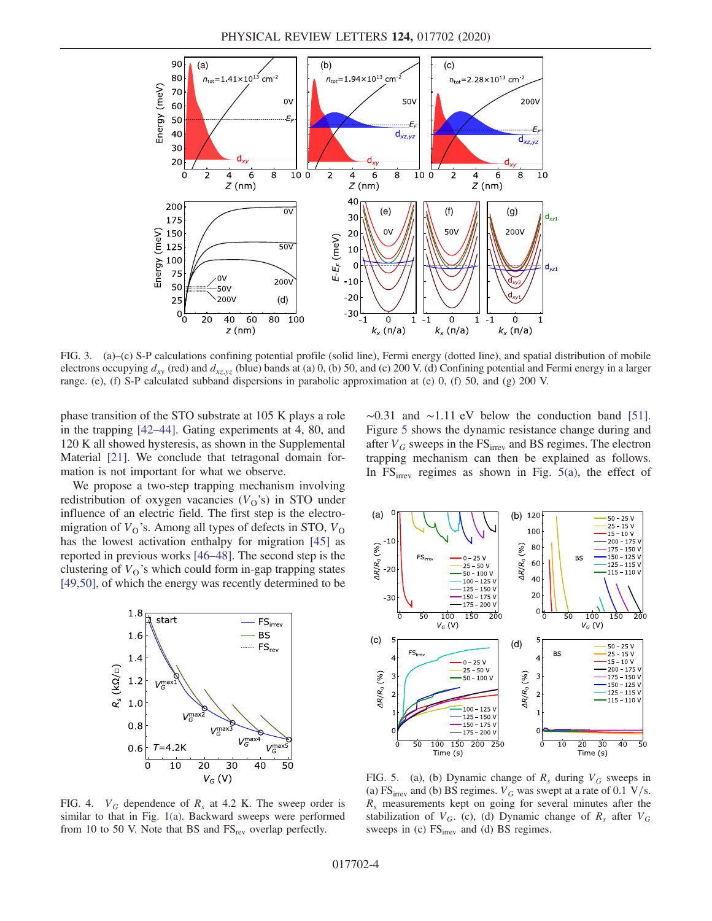FIG. 3. (a)–(c) S-P calculations confining potential profile (solid line), Fermi energy (dotted line), and spatial distribution of mobile electrons occupying $d_{xy}$ (red) and $d_{xz,yz}$ (blue) bands at (a) 0, (b) 50, and (c) 200 V. (d) Confining potential and Fermi energy in a larger range. (e), (f) S-P calculated subband dispersions in parabolic approximation at (e) 0, (f) 50, and (g) 200 V.

phase transition of the STO substrate at 105 K plays a role in the trapping [42–44]. Gating experiments at 4, 80, and 120 K all showed hysteresis, as shown in the Supplemental Material [21]. We conclude that tetragonal domain formation is not important for what we observe.

We propose a two-step trapping mechanism involving redistribution of oxygen vacancies ($V_O$'s) in STO under influence of an electric field. The first step is the electromigration of $V_O$'s. Among all types of defects in STO, $V_O$ has the lowest activation enthalpy for migration [45] as reported in previous works [46–48]. The second step is the clustering of $V_O$'s which could form in-gap trapping states [49,50], of which the energy was recently determined to be ~0.31 and ~1.11 eV below the conduction band [51]. Figure 5 shows the dynamic resistance change during and after $V_G$ sweeps in the $FS_{irrev}$ and BS regimes. The electron trapping mechanism can then be explained as follows. In $FS_{irrev}$ regimes as shown in Fig. 5(a), the effect of

FIG. 4. $V_G$ dependence of $R_s$ at 4.2 K. The sweep order is similar to that in Fig. 1(a). Backward sweeps were performed from 10 to 50 V. Note that BS and $FS_{rev}$ overlap perfectly.

FIG. 5. (a), (b) Dynamic change of $R_s$ during $V_G$ sweeps in (a) $FS_{irrev}$ and (b) BS regimes. $V_G$ was swept at a rate of 0.1 V/s. $R_s$ measurements kept on going for several minutes after the stabilization of $V_G$. (c), (d) Dynamic change of $R_s$ after $V_G$ sweeps in (c) $FS_{irrev}$ and (d) BS regimes.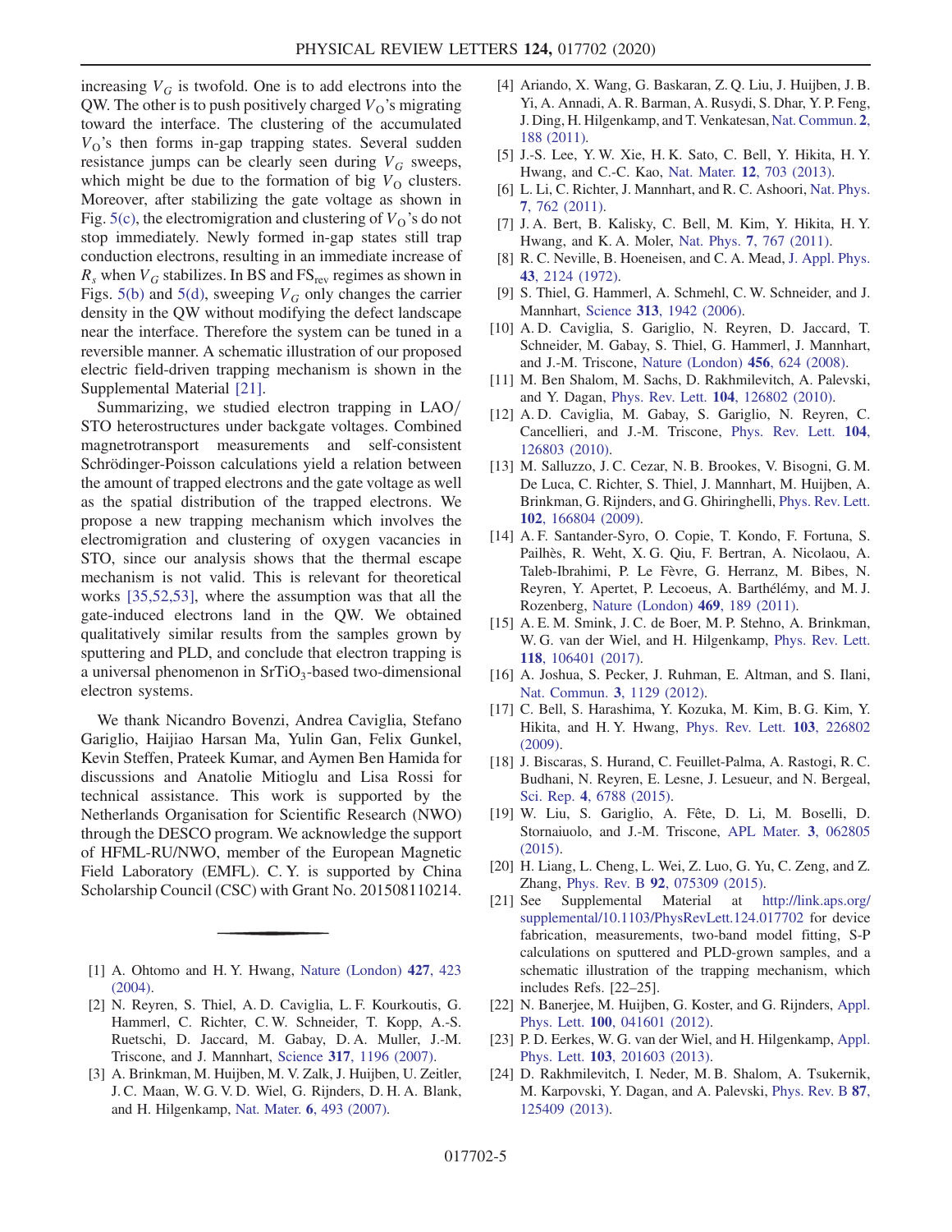increasing $V_G$ is twofold. One is to add electrons into the QW. The other is to push positively charged $V_O$'s migrating toward the interface. The clustering of the accumulated $V_O$'s then forms in-gap trapping states. Several sudden resistance jumps can be clearly seen during $V_G$ sweeps, which might be due to the formation of big $V_O$ clusters. Moreover, after stabilizing the gate voltage as shown in Fig. 5(c), the electromigration and clustering of $V_O$'s do not stop immediately. Newly formed in-gap states still trap conduction electrons, resulting in an immediate increase of $R_s$ when $V_G$ stabilizes. In BS and $FS_{rev}$ regimes as shown in Figs. 5(b) and 5(d), sweeping $V_G$ only changes the carrier density in the QW without modifying the defect landscape near the interface. Therefore the system can be tuned in a reversible manner. A schematic illustration of our proposed electric field-driven trapping mechanism is shown in the Supplemental Material [21].

Summarizing, we studied electron trapping in LAO/STO heterostructures under backgate voltages. Combined magnetotransport measurements and self-consistent Schrödinger-Poisson calculations yield a relation between the amount of trapped electrons and the gate voltage as well as the spatial distribution of the trapped electrons. We propose a new trapping mechanism which involves the electromigration and clustering of oxygen vacancies in STO, since our analysis shows that the thermal escape mechanism is not valid. This is relevant for theoretical works [35,52,53], where the assumption was that all the gate-induced electrons land in the QW. We obtained qualitatively similar results from the samples grown by sputtering and PLD, and conclude that electron trapping is a universal phenomenon in $SrTiO_3$-based two-dimensional electron systems.

We thank Nicandro Bovenzi, Andrea Caviglia, Stefano Gariglio, Haijiao Harsan Ma, Yulin Gan, Felix Gunkel, Kevin Steffen, Prateek Kumar, and Aymen Ben Hamida for discussions and Anatolie Mitioglu and Lisa Rossi for technical assistance. This work is supported by the Netherlands Organisation for Scientific Research (NWO) through the DESCO program. We acknowledge the support of HFML-RU/NWO, member of the European Magnetic Field Laboratory (EMFL). C. Y. is supported by China Scholarship Council (CSC) with Grant No. 201508110214.

---

[1] A. Ohtomo and H. Y. Hwang, Nature (London) **427**, 423 (2004).

[2] N. Reyren, S. Thiel, A. D. Caviglia, L. F. Kourkoutis, G. Hammerl, C. Richter, C. W. Schneider, T. Kopp, A.-S. Ruetschi, D. Jaccard, M. Gabay, D. A. Muller, J.-M. Triscone, and J. Mannhart, Science **317**, 1196 (2007).

[3] A. Brinkman, M. Huijben, M. V. Zalk, J. Huijben, U. Zeitler, J. C. Maan, W. G. V. D. Wiel, G. Rijnders, D. H. A. Blank, and H. Hilgenkamp, Nat. Mater. **6**, 493 (2007).

[4] Ariando, X. Wang, G. Baskaran, Z. Q. Liu, J. Huijben, J. B. Yi, A. Annadi, A. R. Barman, A. Rusydi, S. Dhar, Y. P. Feng, J. Ding, H. Hilgenkamp, and T. Venkatesan, Nat. Commun. **2**, 188 (2011).

[5] J.-S. Lee, Y. W. Xie, H. K. Sato, C. Bell, Y. Hikita, H. Y. Hwang, and C.-C. Kao, Nat. Mater. **12**, 703 (2013).

[6] L. Li, C. Richter, J. Mannhart, and R. C. Ashoori, Nat. Phys. **7**, 762 (2011).

[7] J. A. Bert, B. Kalisky, C. Bell, M. Kim, Y. Hikita, H. Y. Hwang, and K. A. Moler, Nat. Phys. **7**, 767 (2011).

[8] R. C. Neville, B. Hoeneisen, and C. A. Mead, J. Appl. Phys. **43**, 2124 (1972).

[9] S. Thiel, G. Hammerl, A. Schmehl, C. W. Schneider, and J. Mannhart, Science **313**, 1942 (2006).

[10] A. D. Caviglia, S. Gariglio, N. Reyren, D. Jaccard, T. Schneider, M. Gabay, S. Thiel, G. Hammerl, J. Mannhart, and J.-M. Triscone, Nature (London) **456**, 624 (2008).

[11] M. Ben Shalom, M. Sachs, D. Rakhmilevitch, A. Palevski, and Y. Dagan, Phys. Rev. Lett. **104**, 126802 (2010).

[12] A. D. Caviglia, M. Gabay, S. Gariglio, N. Reyren, C. Cancellieri, and J.-M. Triscone, Phys. Rev. Lett. **104**, 126803 (2010).

[13] M. Salluzzo, J. C. Cezar, N. B. Brookes, V. Bisogni, G. M. De Luca, C. Richter, S. Thiel, J. Mannhart, M. Huijben, A. Brinkman, G. Rijnders, and G. Ghiringhelli, Phys. Rev. Lett. **102**, 166804 (2009).

[14] A. F. Santander-Syro, O. Copie, T. Kondo, F. Fortuna, S. Pailhès, R. Weht, X. G. Qiu, F. Bertran, A. Nicolaou, A. Taleb-Ibrahimi, P. Le Fèvre, G. Herranz, M. Bibes, N. Reyren, Y. Apertet, P. Lecoeur, A. Barthélémy, and M. J. Rozenberg, Nature (London) **469**, 189 (2011).

[15] A. E. M. Smink, J. C. de Boer, M. P. Stehno, A. Brinkman, W. G. van der Wiel, and H. Hilgenkamp, Phys. Rev. Lett. **118**, 106401 (2017).

[16] A. Joshua, S. Pecker, J. Ruhman, E. Altman, and S. Ilani, Nat. Commun. **3**, 1129 (2012).

[17] C. Bell, S. Harashima, Y. Kozuka, M. Kim, B. G. Kim, Y. Hikita, and H. Y. Hwang, Phys. Rev. Lett. **103**, 226802 (2009).

[18] J. Biscaras, S. Hurand, C. Feuillet-Palma, A. Rastogi, R. C. Budhani, N. Reyren, E. Lesne, J. Lesueur, and N. Bergeal, Sci. Rep. **4**, 6788 (2015).

[19] W. Liu, S. Gariglio, A. Fête, D. Li, M. Boselli, D. Stornaiuolo, and J.-M. Triscone, APL Mater. **3**, 062805 (2015).

[20] H. Liang, L. Cheng, L. Wei, Z. Luo, G. Yu, C. Zeng, and Z. Zhang, Phys. Rev. B **92**, 075309 (2015).

[21] See Supplemental Material at http://link.aps.org/supplemental/10.1103/PhysRevLett.124.017702 for device fabrication, measurements, two-band model fitting, S-P calculations on sputtered and PLD-grown samples, and a schematic illustration of the trapping mechanism, which includes Refs. [22–25].

[22] N. Banerjee, M. Huijben, G. Koster, and G. Rijnders, Appl. Phys. Lett. **100**, 041601 (2012).

[23] P. D. Eerkes, W. G. van der Wiel, and H. Hilgenkamp, Appl. Phys. Lett. **103**, 201603 (2013).

[24] D. Rakhmilevitch, I. Neder, M. B. Shalom, A. Tsukernik, M. Karpovski, Y. Dagan, and A. Palevski, Phys. Rev. B **87**, 125409 (2013).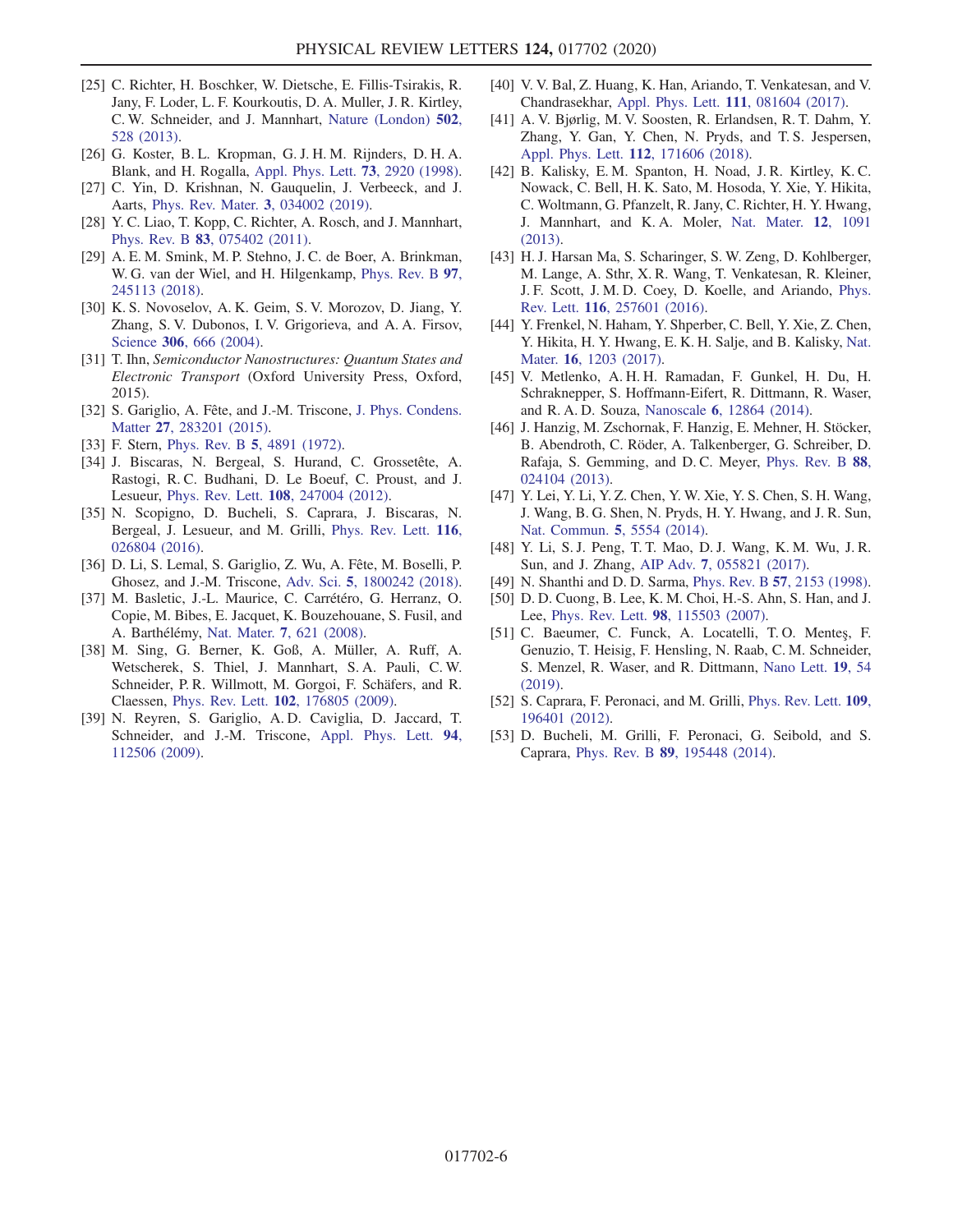[25] C. Richter, H. Boschker, W. Dietsche, E. Fillis-Tsirakis, R. Jany, F. Loder, L. F. Kourkoutis, D. A. Muller, J. R. Kirtley, C. W. Schneider, and J. Mannhart, Nature (London) **502**, 528 (2013).

[26] G. Koster, B. L. Kropman, G. J. H. M. Rijnders, D. H. A. Blank, and H. Rogalla, Appl. Phys. Lett. **73**, 2920 (1998).

[27] C. Yin, D. Krishnan, N. Gauquelin, J. Verbeeck, and J. Aarts, Phys. Rev. Mater. **3**, 034002 (2019).

[28] Y. C. Liao, T. Kopp, C. Richter, A. Rosch, and J. Mannhart, Phys. Rev. B **83**, 075402 (2011).

[29] A. E. M. Smink, M. P. Stehno, J. C. de Boer, A. Brinkman, W. G. van der Wiel, and H. Hilgenkamp, Phys. Rev. B **97**, 245113 (2018).

[30] K. S. Novoselov, A. K. Geim, S. V. Morozov, D. Jiang, Y. Zhang, S. V. Dubonos, I. V. Grigorieva, and A. A. Firsov, Science **306**, 666 (2004).

[31] T. Ihn, *Semiconductor Nanostructures: Quantum States and Electronic Transport* (Oxford University Press, Oxford, 2015).

[32] S. Gariglio, A. Fête, and J.-M. Triscone, J. Phys. Condens. Matter **27**, 283201 (2015).

[33] F. Stern, Phys. Rev. B **5**, 4891 (1972).

[34] J. Biscaras, N. Bergeal, S. Hurand, C. Grossetête, A. Rastogi, R. C. Budhani, D. Le Boeuf, C. Proust, and J. Lesueur, Phys. Rev. Lett. **108**, 247004 (2012).

[35] N. Scopigno, D. Bucheli, S. Caprara, J. Biscaras, N. Bergeal, J. Lesueur, and M. Grilli, Phys. Rev. Lett. **116**, 026804 (2016).

[36] D. Li, S. Lemal, S. Gariglio, Z. Wu, A. Fête, M. Boselli, P. Ghosez, and J.-M. Triscone, Adv. Sci. **5**, 1800242 (2018).

[37] M. Basletic, J.-L. Maurice, C. Carrétéro, G. Herranz, O. Copie, M. Bibes, E. Jacquet, K. Bouzehouane, S. Fusil, and A. Barthélémy, Nat. Mater. **7**, 621 (2008).

[38] M. Sing, G. Berner, K. Goß, A. Müller, A. Ruff, A. Wetscherek, S. Thiel, J. Mannhart, S. A. Pauli, C. W. Schneider, P. R. Willmott, M. Gorgoi, F. Schäfers, and R. Claessen, Phys. Rev. Lett. **102**, 176805 (2009).

[39] N. Reyren, S. Gariglio, A. D. Caviglia, D. Jaccard, T. Schneider, and J.-M. Triscone, Appl. Phys. Lett. **94**, 112506 (2009).

[40] V. V. Bal, Z. Huang, K. Han, Ariando, T. Venkatesan, and V. Chandrasekhar, Appl. Phys. Lett. **111**, 081604 (2017).

[41] A. V. Bjørlig, M. V. Soosten, R. Erlandsen, R. T. Dahm, Y. Zhang, Y. Gan, Y. Chen, N. Pryds, and T. S. Jespersen, Appl. Phys. Lett. **112**, 171606 (2018).

[42] B. Kalisky, E. M. Spanton, H. Noad, J. R. Kirtley, K. C. Nowack, C. Bell, H. K. Sato, M. Hosoda, Y. Xie, Y. Hikita, C. Woltmann, G. Pfanzelt, R. Jany, C. Richter, H. Y. Hwang, J. Mannhart, and K. A. Moler, Nat. Mater. **12**, 1091 (2013).

[43] H. J. Harsan Ma, S. Scharinger, S. W. Zeng, D. Kohlberger, M. Lange, A. Sthr, X. R. Wang, T. Venkatesan, R. Kleiner, J. F. Scott, J. M. D. Coey, D. Koelle, and Ariando, Phys. Rev. Lett. **116**, 257601 (2016).

[44] Y. Frenkel, N. Haham, Y. Shperber, C. Bell, Y. Xie, Z. Chen, Y. Hikita, H. Y. Hwang, E. K. H. Salje, and B. Kalisky, Nat. Mater. **16**, 1203 (2017).

[45] V. Metlenko, A. H. H. Ramadan, F. Gunkel, H. Du, H. Schraknepper, S. Hoffmann-Eifert, R. Dittmann, R. Waser, and R. A. D. Souza, Nanoscale **6**, 12864 (2014).

[46] J. Hanzig, M. Zschornak, F. Hanzig, E. Mehner, H. Stöcker, B. Abendroth, C. Röder, A. Talkenberger, G. Schreiber, D. Rafaja, S. Gemming, and D. C. Meyer, Phys. Rev. B **88**, 024104 (2013).

[47] Y. Lei, Y. Li, Y. Z. Chen, Y. W. Xie, Y. S. Chen, S. H. Wang, J. Wang, B. G. Shen, N. Pryds, H. Y. Hwang, and J. R. Sun, Nat. Commun. **5**, 5554 (2014).

[48] Y. Li, S. J. Peng, T. T. Mao, D. J. Wang, K. M. Wu, J. R. Sun, and J. Zhang, AIP Adv. **7**, 055821 (2017).

[49] N. Shanthi and D. D. Sarma, Phys. Rev. B **57**, 2153 (1998).

[50] D. D. Cuong, B. Lee, K. M. Choi, H.-S. Ahn, S. Han, and J. Lee, Phys. Rev. Lett. **98**, 115503 (2007).

[51] C. Baeumer, C. Funck, A. Locatelli, T. O. Menteş, F. Genuzio, T. Heisig, F. Hensling, N. Raab, C. M. Schneider, S. Menzel, R. Waser, and R. Dittmann, Nano Lett. **19**, 54 (2019).

[52] S. Caprara, F. Peronaci, and M. Grilli, Phys. Rev. Lett. **109**, 196401 (2012).

[53] D. Bucheli, M. Grilli, F. Peronaci, G. Seibold, and S. Caprara, Phys. Rev. B **89**, 195448 (2014).